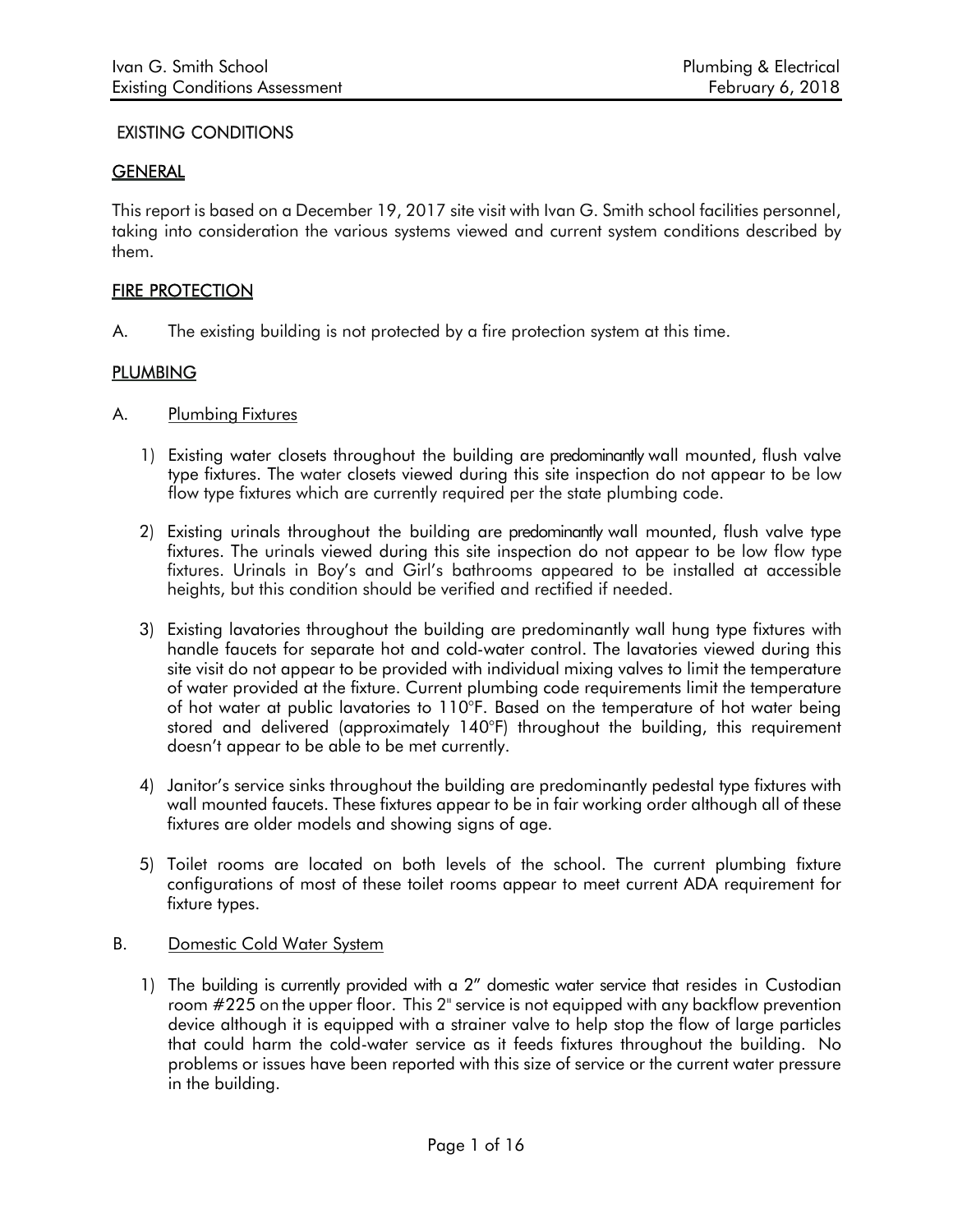# EXISTING CONDITIONS

## GENERAL

This report is based on a December 19, 2017 site visit with Ivan G. Smith school facilities personnel, taking into consideration the various systems viewed and current system conditions described by them.

## FIRE PROTECTION

A. The existing building is not protected by a fire protection system at this time.

## PLUMBING

### A. Plumbing Fixtures

1) Existing water closets throughout the building are predominantly wall mounted, flush valve type fixtures. The water closets viewed during this site inspection do not appear to be low flow type fixtures which are currently required per the state plumbing code.

2) Existing urinals throughout the building are predominantly wall mounted, flush valve type fixtures. The urinals viewed during this site inspection do not appear to be low flow type fixtures. Urinals in Boy's and Girl's bathrooms appeared to be installed at accessible heights, but this condition should be verified and rectified if needed.

3) Existing lavatories throughout the building are predominantly wall hung type fixtures with handle faucets for separate hot and cold-water control. The lavatories viewed during this site visit do not appear to be provided with individual mixing valves to limit the temperature of water provided at the fixture. Current plumbing code requirements limit the temperature of hot water at public lavatories to 110°F. Based on the temperature of hot water being stored and delivered (approximately 140°F) throughout the building, this requirement doesn't appear to be able to be met currently.

4) Janitor's service sinks throughout the building are predominantly pedestal type fixtures with wall mounted faucets. These fixtures appear to be in fair working order although all of these fixtures are older models and showing signs of age.

5) Toilet rooms are located on both levels of the school. The current plumbing fixture configurations of most of these toilet rooms appear to meet current ADA requirement for fixture types.

### B. Domestic Cold Water System

1) The building is currently provided with a 2" domestic water service that resides in Custodian room #225 on the upper floor. This 2" service is not equipped with any backflow prevention device although it is equipped with a strainer valve to help stop the flow of large particles that could harm the cold-water service as it feeds fixtures throughout the building. No problems or issues have been reported with this size of service or the current water pressure in the building.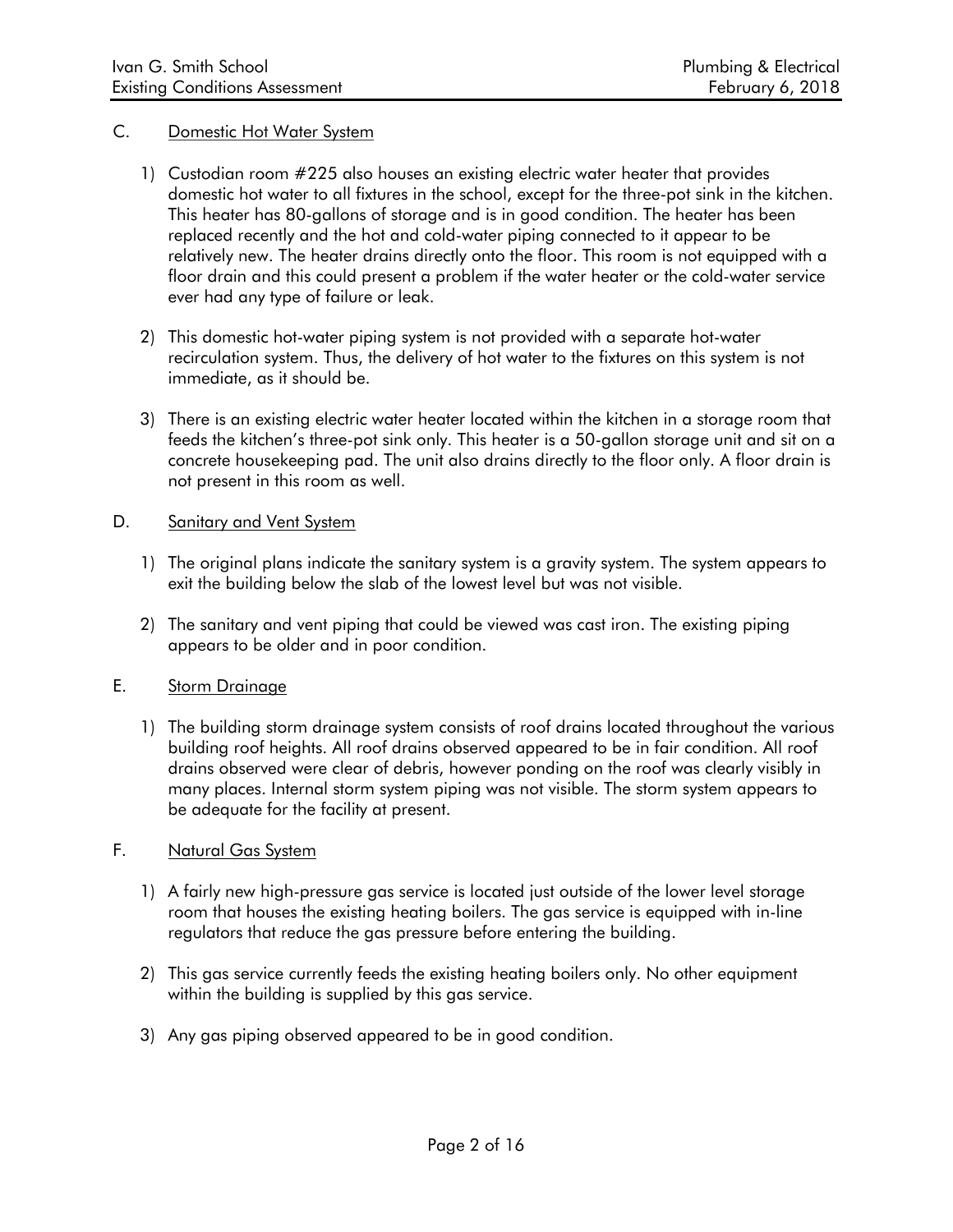## C. Domestic Hot Water System

1) Custodian room #225 also houses an existing electric water heater that provides domestic hot water to all fixtures in the school, except for the three-pot sink in the kitchen. This heater has 80-gallons of storage and is in good condition. The heater has been replaced recently and the hot and cold-water piping connected to it appear to be relatively new. The heater drains directly onto the floor. This room is not equipped with a floor drain and this could present a problem if the water heater or the cold-water service ever had any type of failure or leak.

2) This domestic hot-water piping system is not provided with a separate hot-water recirculation system. Thus, the delivery of hot water to the fixtures on this system is not immediate, as it should be.

3) There is an existing electric water heater located within the kitchen in a storage room that feeds the kitchen's three-pot sink only. This heater is a 50-gallon storage unit and sit on a concrete housekeeping pad. The unit also drains directly to the floor only. A floor drain is not present in this room as well.

## D. Sanitary and Vent System

1) The original plans indicate the sanitary system is a gravity system. The system appears to exit the building below the slab of the lowest level but was not visible.

2) The sanitary and vent piping that could be viewed was cast iron. The existing piping appears to be older and in poor condition.

## E. Storm Drainage

1) The building storm drainage system consists of roof drains located throughout the various building roof heights. All roof drains observed appeared to be in fair condition. All roof drains observed were clear of debris, however ponding on the roof was clearly visibly in many places. Internal storm system piping was not visible. The storm system appears to be adequate for the facility at present.

## F. Natural Gas System

1) A fairly new high-pressure gas service is located just outside of the lower level storage room that houses the existing heating boilers. The gas service is equipped with in-line regulators that reduce the gas pressure before entering the building.

2) This gas service currently feeds the existing heating boilers only. No other equipment within the building is supplied by this gas service.

3) Any gas piping observed appeared to be in good condition.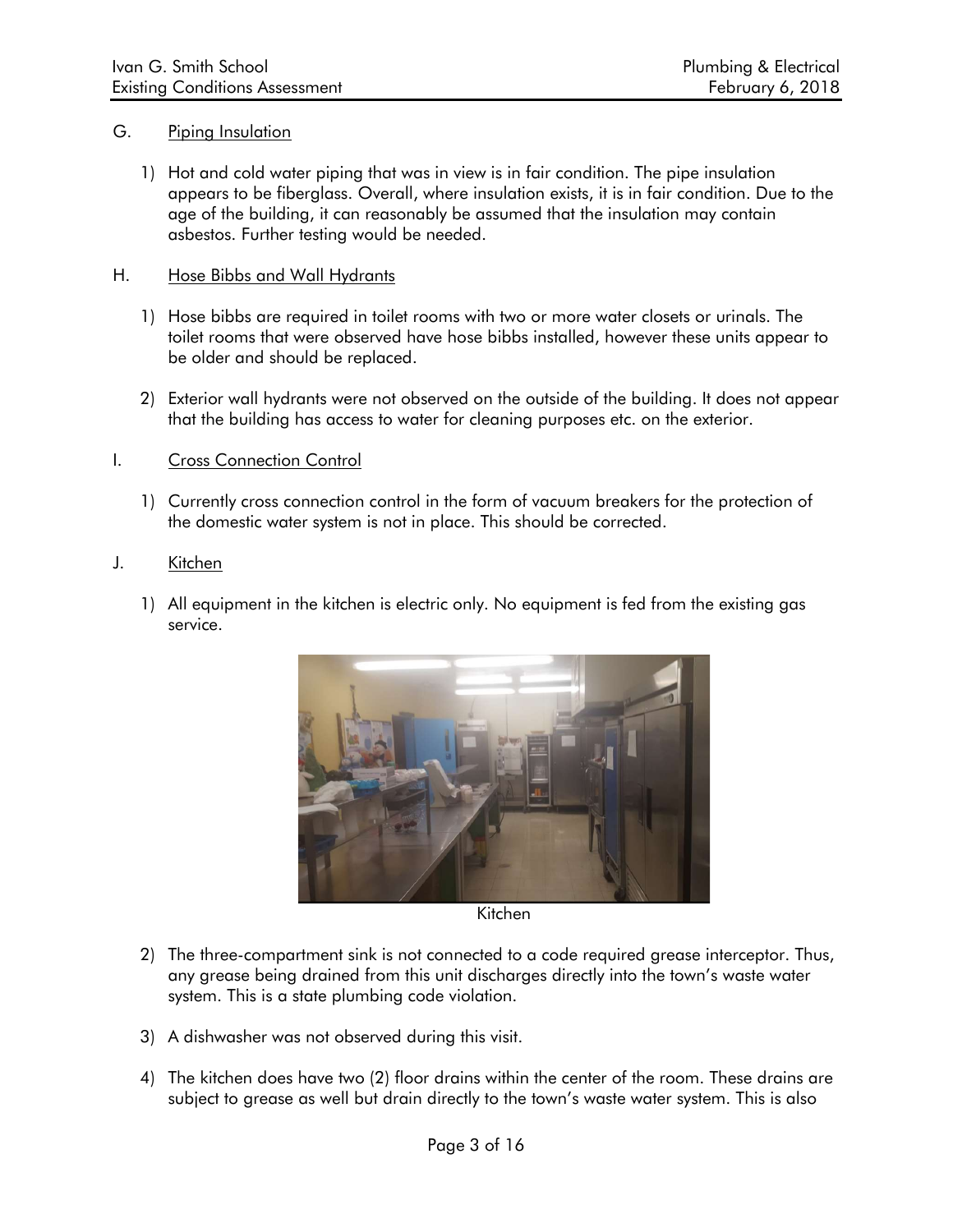## G. Piping Insulation

1) Hot and cold water piping that was in view is in fair condition. The pipe insulation appears to be fiberglass. Overall, where insulation exists, it is in fair condition. Due to the age of the building, it can reasonably be assumed that the insulation may contain asbestos. Further testing would be needed.

## H. Hose Bibbs and Wall Hydrants

1) Hose bibbs are required in toilet rooms with two or more water closets or urinals. The toilet rooms that were observed have hose bibbs installed, however these units appear to be older and should be replaced.

2) Exterior wall hydrants were not observed on the outside of the building. It does not appear that the building has access to water for cleaning purposes etc. on the exterior.

## I. Cross Connection Control

1) Currently cross connection control in the form of vacuum breakers for the protection of the domestic water system is not in place. This should be corrected.

## J. Kitchen

1) All equipment in the kitchen is electric only. No equipment is fed from the existing gas service.

Kitchen

2) The three-compartment sink is not connected to a code required grease interceptor. Thus, any grease being drained from this unit discharges directly into the town's waste water system. This is a state plumbing code violation.

3) A dishwasher was not observed during this visit.

4) The kitchen does have two (2) floor drains within the center of the room. These drains are subject to grease as well but drain directly to the town's waste water system. This is also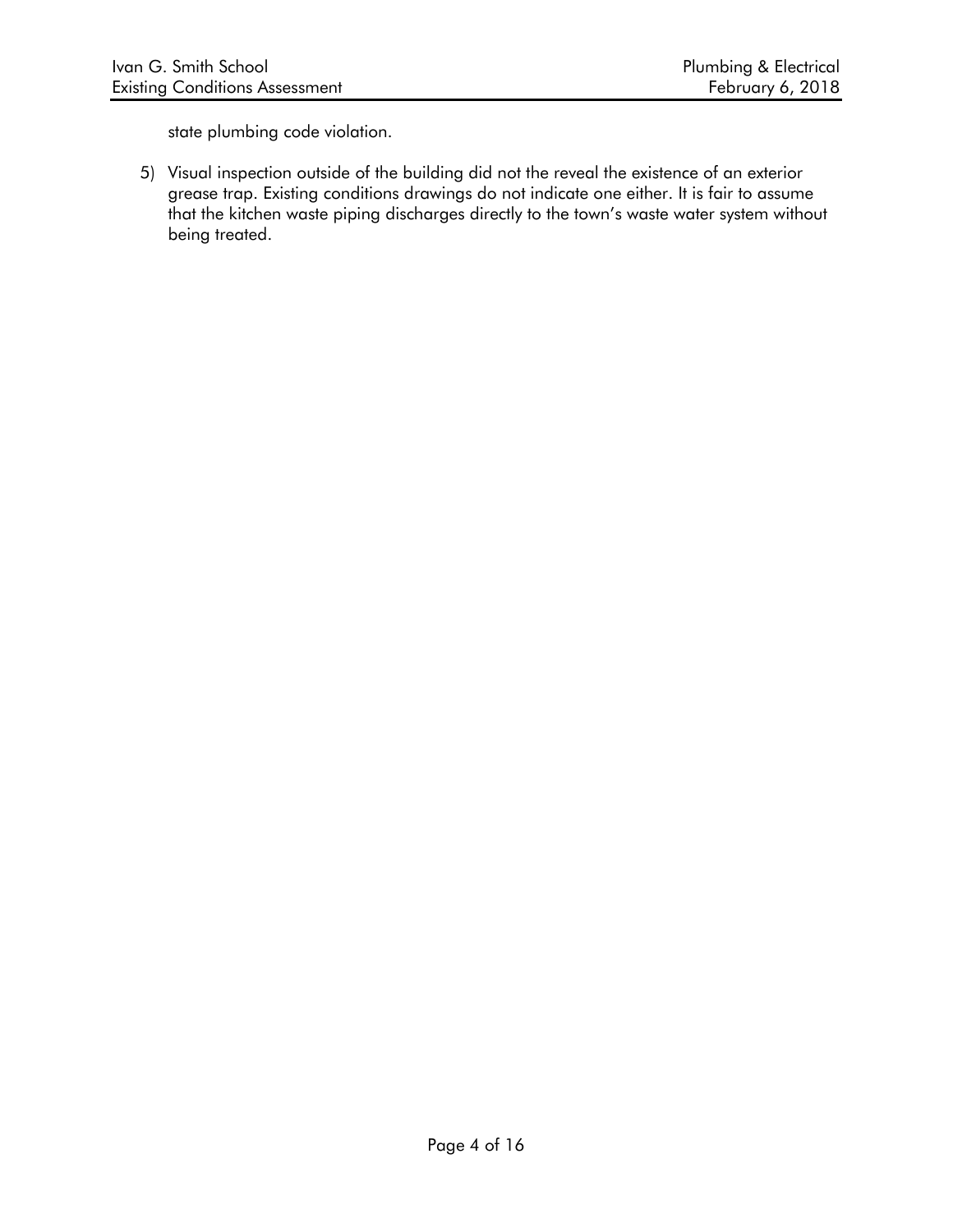state plumbing code violation.

5) Visual inspection outside of the building did not the reveal the existence of an exterior grease trap. Existing conditions drawings do not indicate one either. It is fair to assume that the kitchen waste piping discharges directly to the town's waste water system without being treated.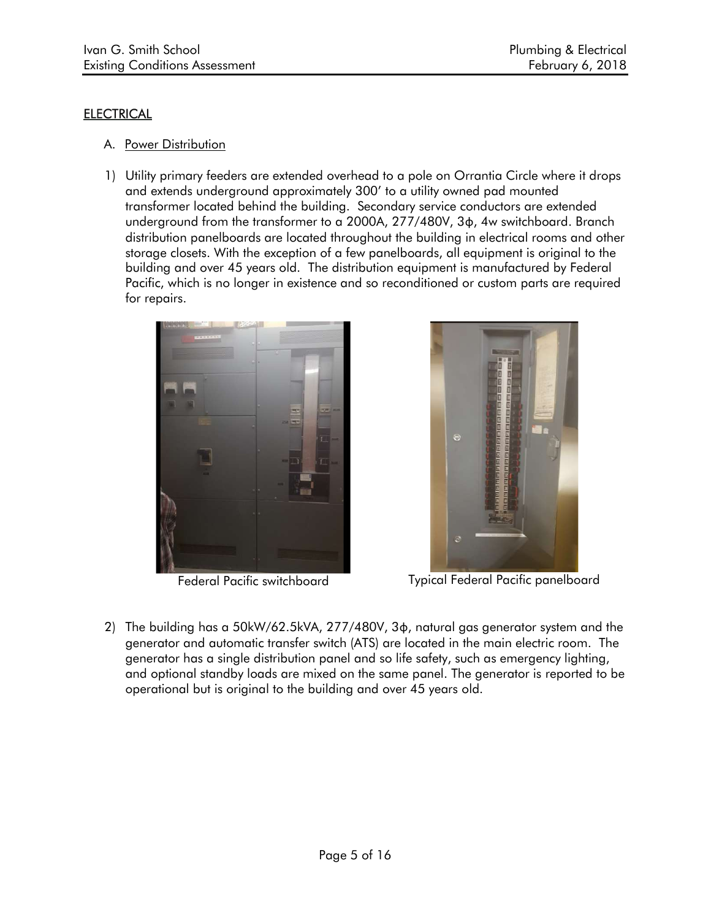## ELECTRICAL

### A. Power Distribution

1) Utility primary feeders are extended overhead to a pole on Orrantia Circle where it drops and extends underground approximately 300' to a utility owned pad mounted transformer located behind the building. Secondary service conductors are extended underground from the transformer to a 2000A, 277/480V, 3ϕ, 4w switchboard. Branch distribution panelboards are located throughout the building in electrical rooms and other storage closets. With the exception of a few panelboards, all equipment is original to the building and over 45 years old. The distribution equipment is manufactured by Federal Pacific, which is no longer in existence and so reconditioned or custom parts are required for repairs.

Federal Pacific switchboard

Typical Federal Pacific panelboard

2) The building has a 50kW/62.5kVA, 277/480V, 3ϕ, natural gas generator system and the generator and automatic transfer switch (ATS) are located in the main electric room. The generator has a single distribution panel and so life safety, such as emergency lighting, and optional standby loads are mixed on the same panel. The generator is reported to be operational but is original to the building and over 45 years old.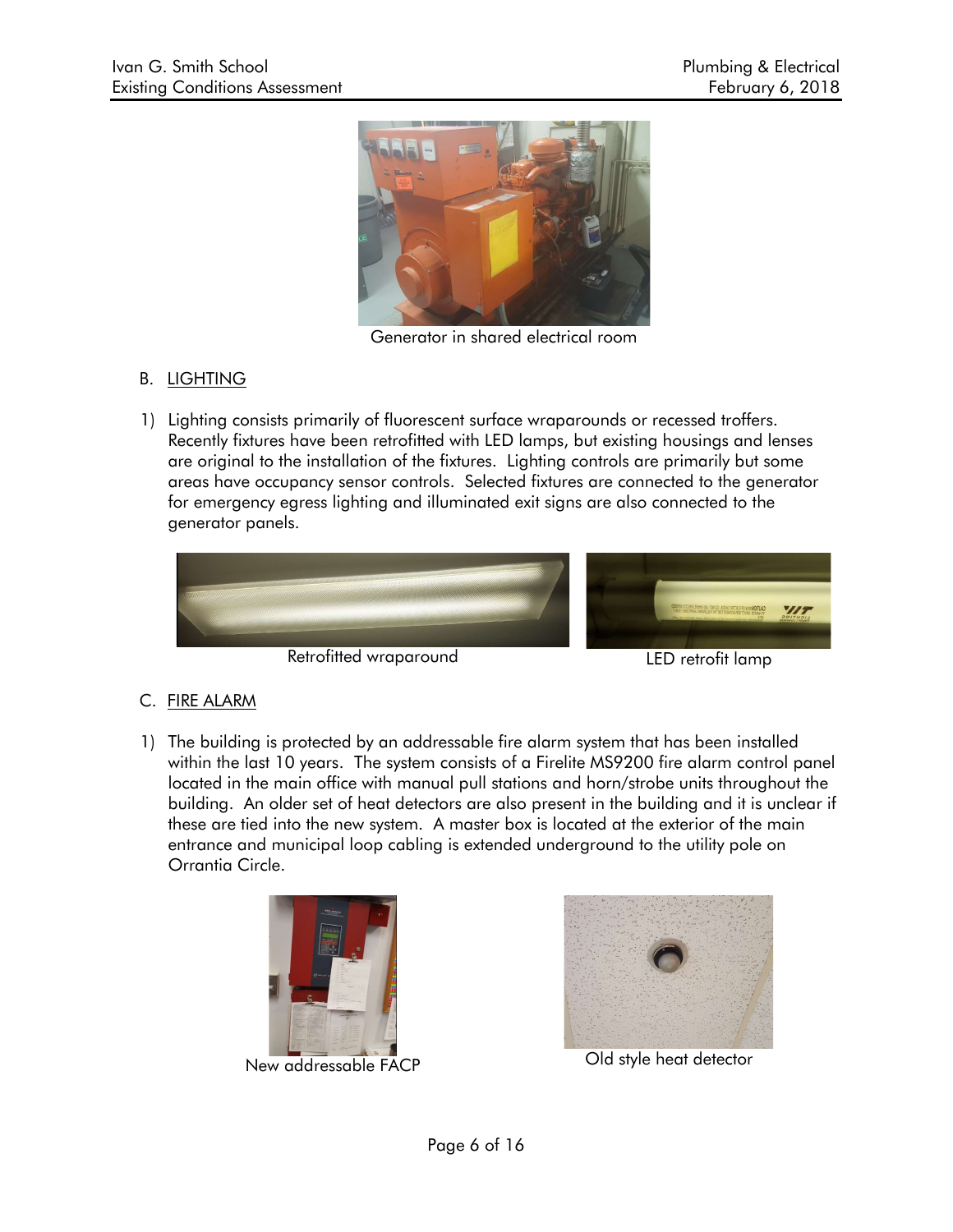Generator in shared electrical room

### B. LIGHTING

1) Lighting consists primarily of fluorescent surface wraparounds or recessed troffers. Recently fixtures have been retrofitted with LED lamps, but existing housings and lenses are original to the installation of the fixtures. Lighting controls are primarily but some areas have occupancy sensor controls. Selected fixtures are connected to the generator for emergency egress lighting and illuminated exit signs are also connected to the generator panels.

Retrofitted wraparound

LED retrofit lamp

### C. FIRE ALARM

1) The building is protected by an addressable fire alarm system that has been installed within the last 10 years. The system consists of a Firelite MS9200 fire alarm control panel located in the main office with manual pull stations and horn/strobe units throughout the building. An older set of heat detectors are also present in the building and it is unclear if these are tied into the new system. A master box is located at the exterior of the main entrance and municipal loop cabling is extended underground to the utility pole on Orrantia Circle.

New addressable FACP

Old style heat detector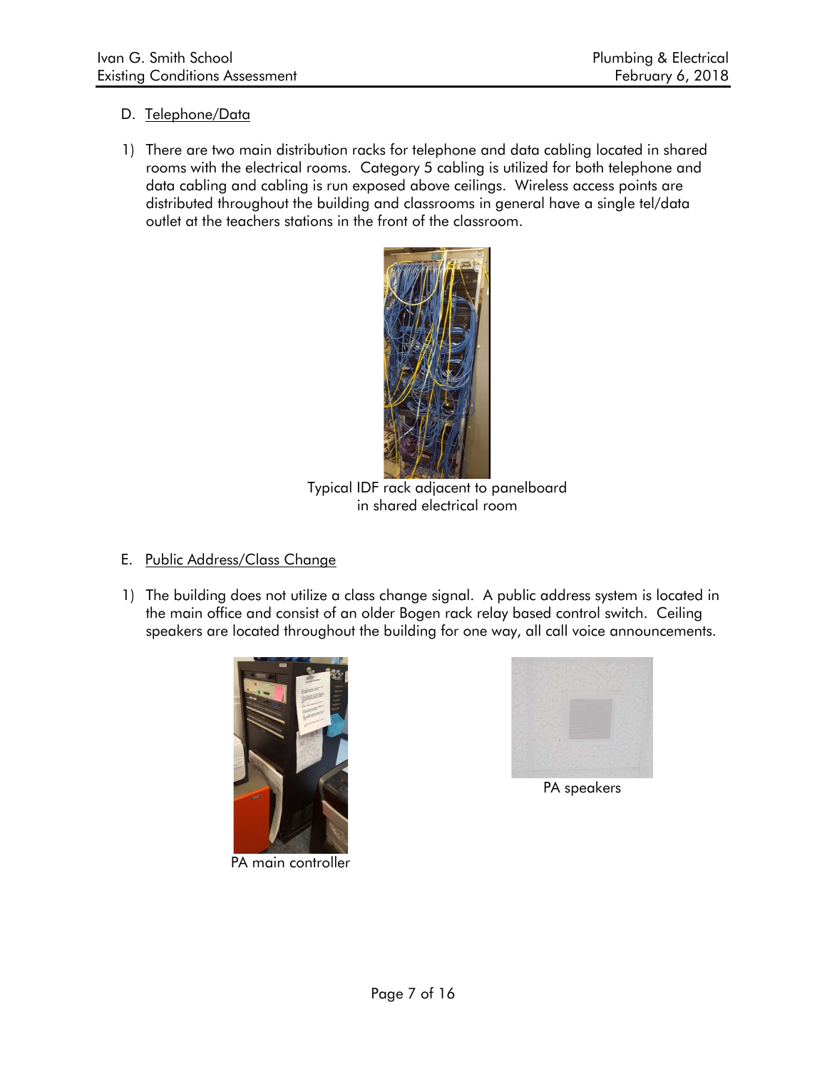D. Telephone/Data

1) There are two main distribution racks for telephone and data cabling located in shared rooms with the electrical rooms. Category 5 cabling is utilized for both telephone and data cabling and cabling is run exposed above ceilings. Wireless access points are distributed throughout the building and classrooms in general have a single tel/data outlet at the teachers stations in the front of the classroom.

Typical IDF rack adjacent to panelboard in shared electrical room

E. Public Address/Class Change

1) The building does not utilize a class change signal. A public address system is located in the main office and consist of an older Bogen rack relay based control switch. Ceiling speakers are located throughout the building for one way, all call voice announcements.

PA main controller

PA speakers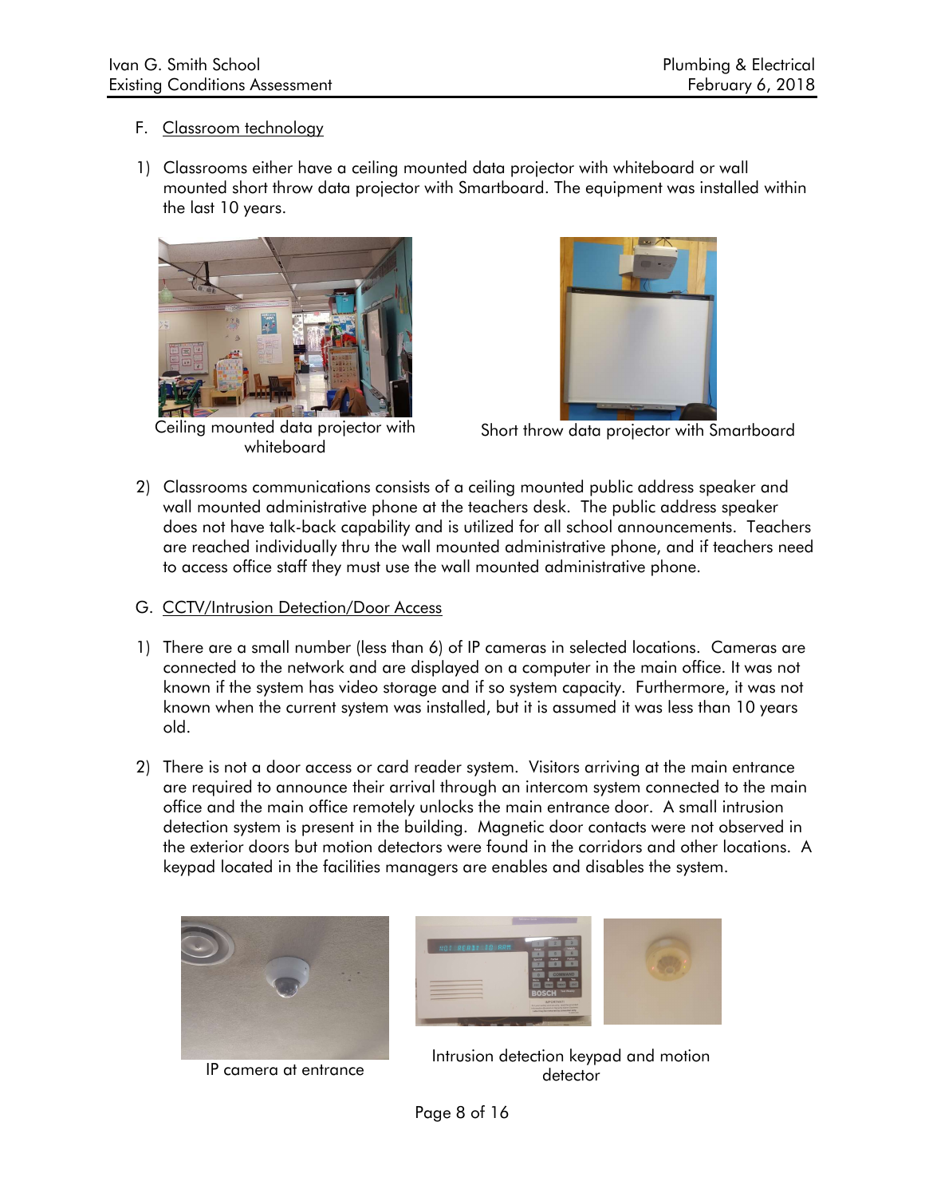F. Classroom technology

1) Classrooms either have a ceiling mounted data projector with whiteboard or wall mounted short throw data projector with Smartboard. The equipment was installed within the last 10 years.

Ceiling mounted data projector with whiteboard

Short throw data projector with Smartboard

2) Classrooms communications consists of a ceiling mounted public address speaker and wall mounted administrative phone at the teachers desk. The public address speaker does not have talk-back capability and is utilized for all school announcements. Teachers are reached individually thru the wall mounted administrative phone, and if teachers need to access office staff they must use the wall mounted administrative phone.

G. CCTV/Intrusion Detection/Door Access

1) There are a small number (less than 6) of IP cameras in selected locations. Cameras are connected to the network and are displayed on a computer in the main office. It was not known if the system has video storage and if so system capacity. Furthermore, it was not known when the current system was installed, but it is assumed it was less than 10 years old.

2) There is not a door access or card reader system. Visitors arriving at the main entrance are required to announce their arrival through an intercom system connected to the main office and the main office remotely unlocks the main entrance door. A small intrusion detection system is present in the building. Magnetic door contacts were not observed in the exterior doors but motion detectors were found in the corridors and other locations. A keypad located in the facilities managers are enables and disables the system.

IP camera at entrance

Intrusion detection keypad and motion detector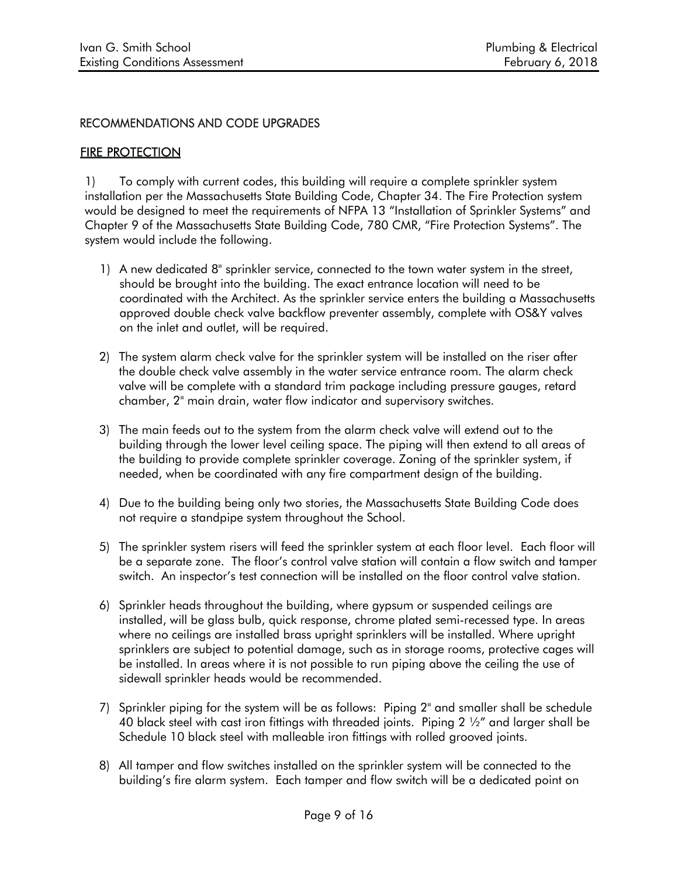## RECOMMENDATIONS AND CODE UPGRADES

### FIRE PROTECTION

1) To comply with current codes, this building will require a complete sprinkler system installation per the Massachusetts State Building Code, Chapter 34. The Fire Protection system would be designed to meet the requirements of NFPA 13 "Installation of Sprinkler Systems" and Chapter 9 of the Massachusetts State Building Code, 780 CMR, "Fire Protection Systems". The system would include the following.

1) A new dedicated 8" sprinkler service, connected to the town water system in the street, should be brought into the building. The exact entrance location will need to be coordinated with the Architect. As the sprinkler service enters the building a Massachusetts approved double check valve backflow preventer assembly, complete with OS&Y valves on the inlet and outlet, will be required.

2) The system alarm check valve for the sprinkler system will be installed on the riser after the double check valve assembly in the water service entrance room. The alarm check valve will be complete with a standard trim package including pressure gauges, retard chamber, 2" main drain, water flow indicator and supervisory switches.

3) The main feeds out to the system from the alarm check valve will extend out to the building through the lower level ceiling space. The piping will then extend to all areas of the building to provide complete sprinkler coverage. Zoning of the sprinkler system, if needed, when be coordinated with any fire compartment design of the building.

4) Due to the building being only two stories, the Massachusetts State Building Code does not require a standpipe system throughout the School.

5) The sprinkler system risers will feed the sprinkler system at each floor level. Each floor will be a separate zone. The floor's control valve station will contain a flow switch and tamper switch. An inspector's test connection will be installed on the floor control valve station.

6) Sprinkler heads throughout the building, where gypsum or suspended ceilings are installed, will be glass bulb, quick response, chrome plated semi-recessed type. In areas where no ceilings are installed brass upright sprinklers will be installed. Where upright sprinklers are subject to potential damage, such as in storage rooms, protective cages will be installed. In areas where it is not possible to run piping above the ceiling the use of sidewall sprinkler heads would be recommended.

7) Sprinkler piping for the system will be as follows: Piping 2" and smaller shall be schedule 40 black steel with cast iron fittings with threaded joints. Piping 2 ½" and larger shall be Schedule 10 black steel with malleable iron fittings with rolled grooved joints.

8) All tamper and flow switches installed on the sprinkler system will be connected to the building's fire alarm system. Each tamper and flow switch will be a dedicated point on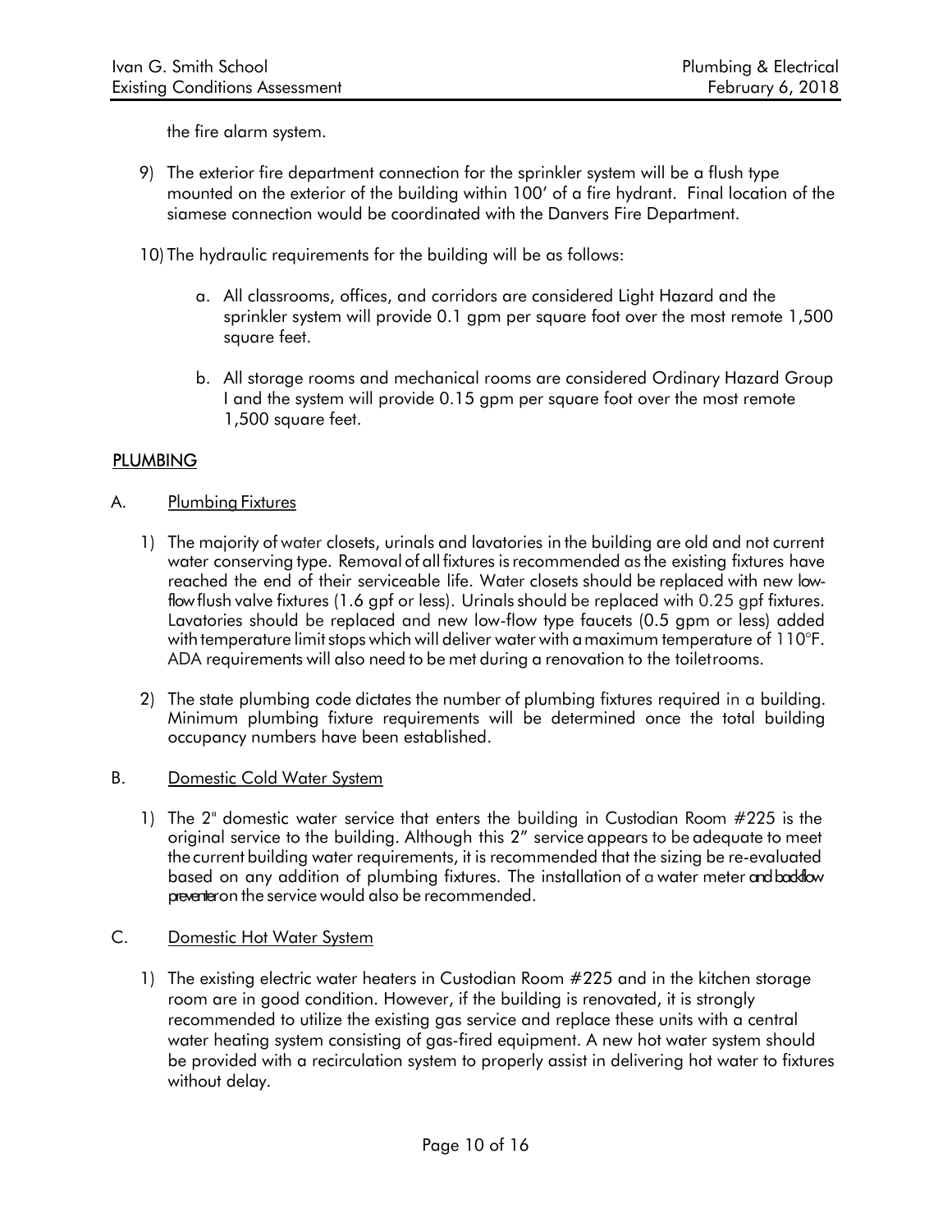the fire alarm system.

9) The exterior fire department connection for the sprinkler system will be a flush type mounted on the exterior of the building within 100' of a fire hydrant. Final location of the siamese connection would be coordinated with the Danvers Fire Department.

10) The hydraulic requirements for the building will be as follows:

    a. All classrooms, offices, and corridors are considered Light Hazard and the sprinkler system will provide 0.1 gpm per square foot over the most remote 1,500 square feet.

    b. All storage rooms and mechanical rooms are considered Ordinary Hazard Group I and the system will provide 0.15 gpm per square foot over the most remote 1,500 square feet.

## PLUMBING

### A. Plumbing Fixtures

1) The majority of water closets, urinals and lavatories in the building are old and not current water conserving type. Removal of all fixtures is recommended as the existing fixtures have reached the end of their serviceable life. Water closets should be replaced with new low-flow flush valve fixtures (1.6 gpf or less). Urinals should be replaced with 0.25 gpf fixtures. Lavatories should be replaced and new low-flow type faucets (0.5 gpm or less) added with temperature limit stops which will deliver water with a maximum temperature of 110°F. ADA requirements will also need to be met during a renovation to the toilet rooms.

2) The state plumbing code dictates the number of plumbing fixtures required in a building. Minimum plumbing fixture requirements will be determined once the total building occupancy numbers have been established.

### B. Domestic Cold Water System

1) The 2" domestic water service that enters the building in Custodian Room #225 is the original service to the building. Although this 2" service appears to be adequate to meet the current building water requirements, it is recommended that the sizing be re-evaluated based on any addition of plumbing fixtures. The installation of a water meter and backflow preventer on the service would also be recommended.

### C. Domestic Hot Water System

1) The existing electric water heaters in Custodian Room #225 and in the kitchen storage room are in good condition. However, if the building is renovated, it is strongly recommended to utilize the existing gas service and replace these units with a central water heating system consisting of gas-fired equipment. A new hot water system should be provided with a recirculation system to properly assist in delivering hot water to fixtures without delay.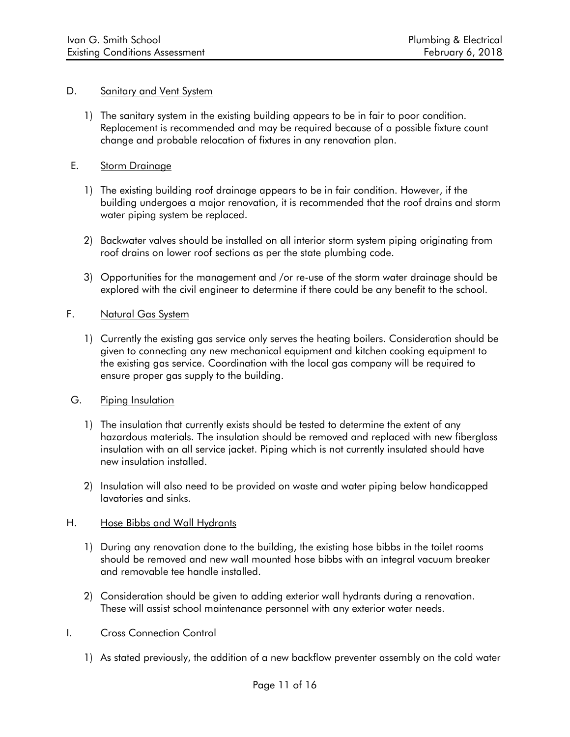D. <u>Sanitary and Vent System</u>

1) The sanitary system in the existing building appears to be in fair to poor condition. Replacement is recommended and may be required because of a possible fixture count change and probable relocation of fixtures in any renovation plan.

E. <u>Storm Drainage</u>

1) The existing building roof drainage appears to be in fair condition. However, if the building undergoes a major renovation, it is recommended that the roof drains and storm water piping system be replaced.

2) Backwater valves should be installed on all interior storm system piping originating from roof drains on lower roof sections as per the state plumbing code.

3) Opportunities for the management and /or re-use of the storm water drainage should be explored with the civil engineer to determine if there could be any benefit to the school.

F. <u>Natural Gas System</u>

1) Currently the existing gas service only serves the heating boilers. Consideration should be given to connecting any new mechanical equipment and kitchen cooking equipment to the existing gas service. Coordination with the local gas company will be required to ensure proper gas supply to the building.

G. <u>Piping Insulation</u>

1) The insulation that currently exists should be tested to determine the extent of any hazardous materials. The insulation should be removed and replaced with new fiberglass insulation with an all service jacket. Piping which is not currently insulated should have new insulation installed.

2) Insulation will also need to be provided on waste and water piping below handicapped lavatories and sinks.

H. <u>Hose Bibbs and Wall Hydrants</u>

1) During any renovation done to the building, the existing hose bibbs in the toilet rooms should be removed and new wall mounted hose bibbs with an integral vacuum breaker and removable tee handle installed.

2) Consideration should be given to adding exterior wall hydrants during a renovation. These will assist school maintenance personnel with any exterior water needs.

I. <u>Cross Connection Control</u>

1) As stated previously, the addition of a new backflow preventer assembly on the cold water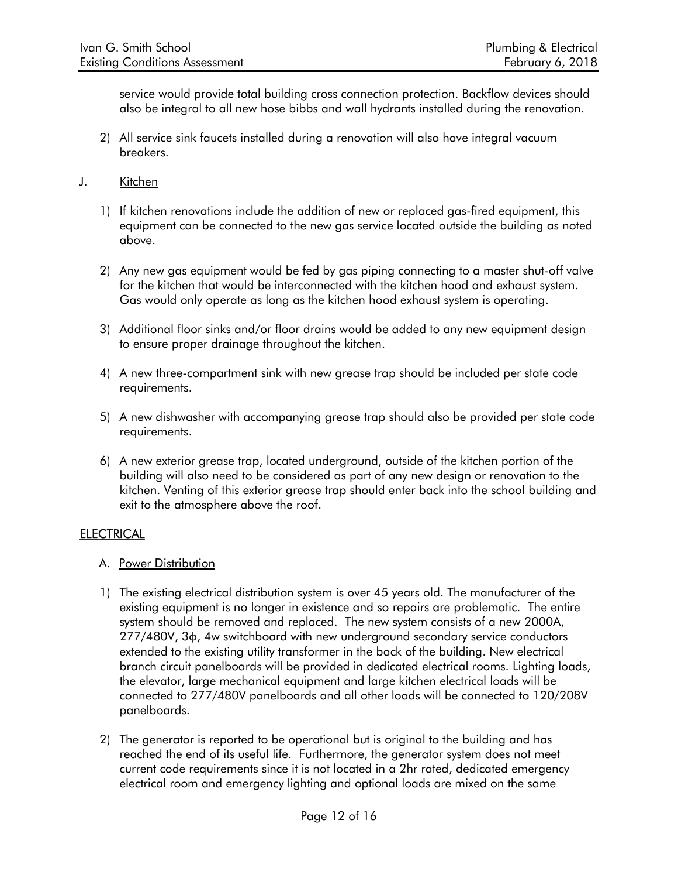service would provide total building cross connection protection. Backflow devices should also be integral to all new hose bibbs and wall hydrants installed during the renovation.

2) All service sink faucets installed during a renovation will also have integral vacuum breakers.

J. Kitchen

1) If kitchen renovations include the addition of new or replaced gas-fired equipment, this equipment can be connected to the new gas service located outside the building as noted above.

2) Any new gas equipment would be fed by gas piping connecting to a master shut-off valve for the kitchen that would be interconnected with the kitchen hood and exhaust system. Gas would only operate as long as the kitchen hood exhaust system is operating.

3) Additional floor sinks and/or floor drains would be added to any new equipment design to ensure proper drainage throughout the kitchen.

4) A new three-compartment sink with new grease trap should be included per state code requirements.

5) A new dishwasher with accompanying grease trap should also be provided per state code requirements.

6) A new exterior grease trap, located underground, outside of the kitchen portion of the building will also need to be considered as part of any new design or renovation to the kitchen. Venting of this exterior grease trap should enter back into the school building and exit to the atmosphere above the roof.

## ELECTRICAL

A. Power Distribution

1) The existing electrical distribution system is over 45 years old. The manufacturer of the existing equipment is no longer in existence and so repairs are problematic. The entire system should be removed and replaced. The new system consists of a new 2000A, 277/480V, 3ϕ, 4w switchboard with new underground secondary service conductors extended to the existing utility transformer in the back of the building. New electrical branch circuit panelboards will be provided in dedicated electrical rooms. Lighting loads, the elevator, large mechanical equipment and large kitchen electrical loads will be connected to 277/480V panelboards and all other loads will be connected to 120/208V panelboards.

2) The generator is reported to be operational but is original to the building and has reached the end of its useful life. Furthermore, the generator system does not meet current code requirements since it is not located in a 2hr rated, dedicated emergency electrical room and emergency lighting and optional loads are mixed on the same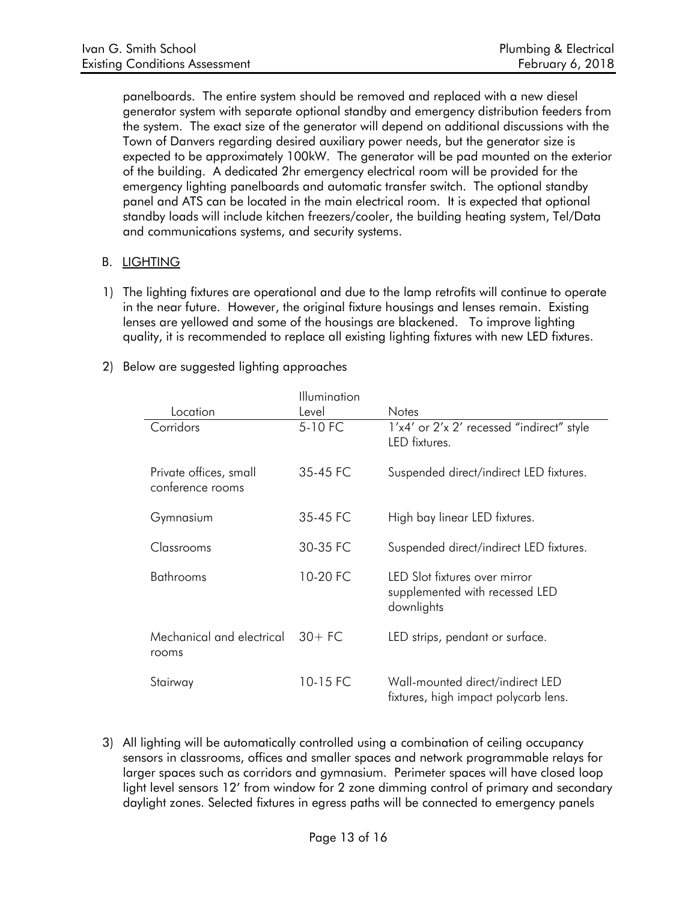panelboards. The entire system should be removed and replaced with a new diesel generator system with separate optional standby and emergency distribution feeders from the system. The exact size of the generator will depend on additional discussions with the Town of Danvers regarding desired auxiliary power needs, but the generator size is expected to be approximately 100kW. The generator will be pad mounted on the exterior of the building. A dedicated 2hr emergency electrical room will be provided for the emergency lighting panelboards and automatic transfer switch. The optional standby panel and ATS can be located in the main electrical room. It is expected that optional standby loads will include kitchen freezers/cooler, the building heating system, Tel/Data and communications systems, and security systems.

B. LIGHTING

1) The lighting fixtures are operational and due to the lamp retrofits will continue to operate in the near future. However, the original fixture housings and lenses remain. Existing lenses are yellowed and some of the housings are blackened. To improve lighting quality, it is recommended to replace all existing lighting fixtures with new LED fixtures.

2) Below are suggested lighting approaches

| Location | Illumination Level | Notes |
|---|---|---|
| Corridors | 5-10 FC | 1'x4' or 2'x 2' recessed "indirect" style LED fixtures. |
| Private offices, small conference rooms | 35-45 FC | Suspended direct/indirect LED fixtures. |
| Gymnasium | 35-45 FC | High bay linear LED fixtures. |
| Classrooms | 30-35 FC | Suspended direct/indirect LED fixtures. |
| Bathrooms | 10-20 FC | LED Slot fixtures over mirror supplemented with recessed LED downlights |
| Mechanical and electrical rooms | 30+ FC | LED strips, pendant or surface. |
| Stairway | 10-15 FC | Wall-mounted direct/indirect LED fixtures, high impact polycarb lens. |

3) All lighting will be automatically controlled using a combination of ceiling occupancy sensors in classrooms, offices and smaller spaces and network programmable relays for larger spaces such as corridors and gymnasium. Perimeter spaces will have closed loop light level sensors 12' from window for 2 zone dimming control of primary and secondary daylight zones. Selected fixtures in egress paths will be connected to emergency panels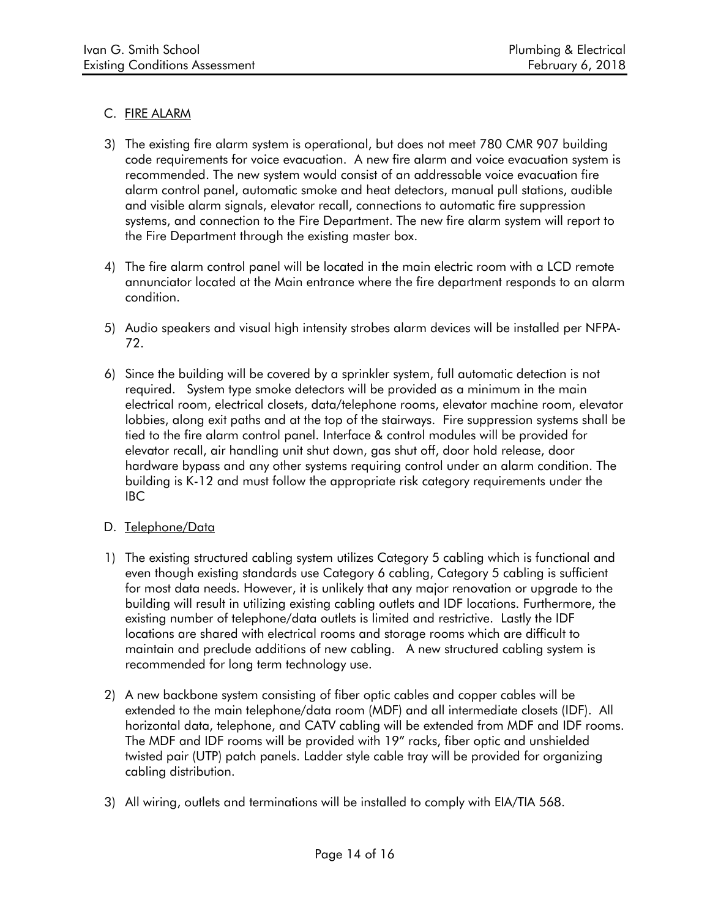## C. FIRE ALARM

3) The existing fire alarm system is operational, but does not meet 780 CMR 907 building code requirements for voice evacuation. A new fire alarm and voice evacuation system is recommended. The new system would consist of an addressable voice evacuation fire alarm control panel, automatic smoke and heat detectors, manual pull stations, audible and visible alarm signals, elevator recall, connections to automatic fire suppression systems, and connection to the Fire Department. The new fire alarm system will report to the Fire Department through the existing master box.

4) The fire alarm control panel will be located in the main electric room with a LCD remote annunciator located at the Main entrance where the fire department responds to an alarm condition.

5) Audio speakers and visual high intensity strobes alarm devices will be installed per NFPA-72.

6) Since the building will be covered by a sprinkler system, full automatic detection is not required. System type smoke detectors will be provided as a minimum in the main electrical room, electrical closets, data/telephone rooms, elevator machine room, elevator lobbies, along exit paths and at the top of the stairways. Fire suppression systems shall be tied to the fire alarm control panel. Interface & control modules will be provided for elevator recall, air handling unit shut down, gas shut off, door hold release, door hardware bypass and any other systems requiring control under an alarm condition. The building is K-12 and must follow the appropriate risk category requirements under the IBC

## D. Telephone/Data

1) The existing structured cabling system utilizes Category 5 cabling which is functional and even though existing standards use Category 6 cabling, Category 5 cabling is sufficient for most data needs. However, it is unlikely that any major renovation or upgrade to the building will result in utilizing existing cabling outlets and IDF locations. Furthermore, the existing number of telephone/data outlets is limited and restrictive. Lastly the IDF locations are shared with electrical rooms and storage rooms which are difficult to maintain and preclude additions of new cabling. A new structured cabling system is recommended for long term technology use.

2) A new backbone system consisting of fiber optic cables and copper cables will be extended to the main telephone/data room (MDF) and all intermediate closets (IDF). All horizontal data, telephone, and CATV cabling will be extended from MDF and IDF rooms. The MDF and IDF rooms will be provided with 19" racks, fiber optic and unshielded twisted pair (UTP) patch panels. Ladder style cable tray will be provided for organizing cabling distribution.

3) All wiring, outlets and terminations will be installed to comply with EIA/TIA 568.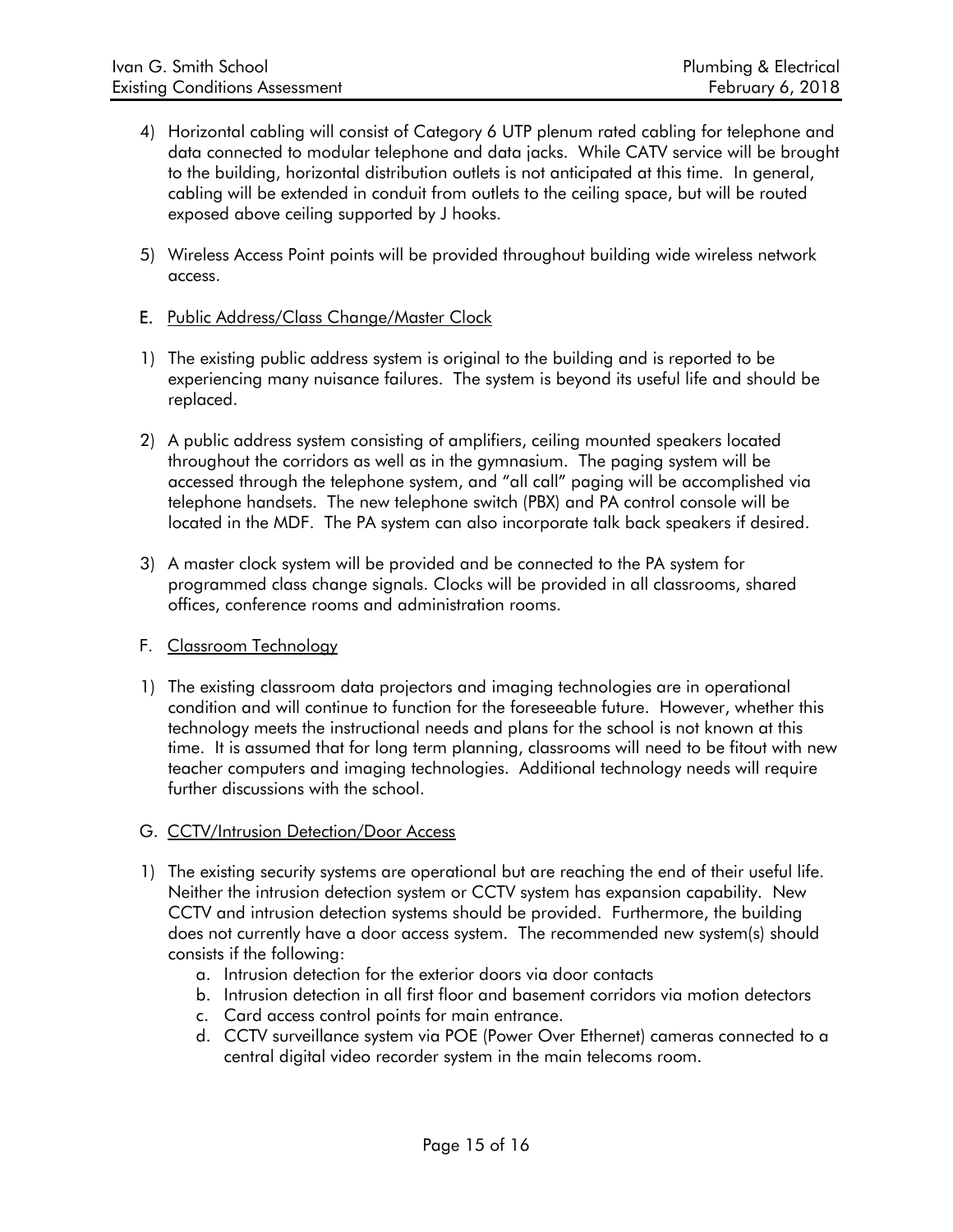4) Horizontal cabling will consist of Category 6 UTP plenum rated cabling for telephone and data connected to modular telephone and data jacks. While CATV service will be brought to the building, horizontal distribution outlets is not anticipated at this time. In general, cabling will be extended in conduit from outlets to the ceiling space, but will be routed exposed above ceiling supported by J hooks.

5) Wireless Access Point points will be provided throughout building wide wireless network access.

E. Public Address/Class Change/Master Clock

1) The existing public address system is original to the building and is reported to be experiencing many nuisance failures. The system is beyond its useful life and should be replaced.

2) A public address system consisting of amplifiers, ceiling mounted speakers located throughout the corridors as well as in the gymnasium. The paging system will be accessed through the telephone system, and "all call" paging will be accomplished via telephone handsets. The new telephone switch (PBX) and PA control console will be located in the MDF. The PA system can also incorporate talk back speakers if desired.

3) A master clock system will be provided and be connected to the PA system for programmed class change signals. Clocks will be provided in all classrooms, shared offices, conference rooms and administration rooms.

F. Classroom Technology

1) The existing classroom data projectors and imaging technologies are in operational condition and will continue to function for the foreseeable future. However, whether this technology meets the instructional needs and plans for the school is not known at this time. It is assumed that for long term planning, classrooms will need to be fitout with new teacher computers and imaging technologies. Additional technology needs will require further discussions with the school.

G. CCTV/Intrusion Detection/Door Access

1) The existing security systems are operational but are reaching the end of their useful life. Neither the intrusion detection system or CCTV system has expansion capability. New CCTV and intrusion detection systems should be provided. Furthermore, the building does not currently have a door access system. The recommended new system(s) should consists if the following:
   a. Intrusion detection for the exterior doors via door contacts
   b. Intrusion detection in all first floor and basement corridors via motion detectors
   c. Card access control points for main entrance.
   d. CCTV surveillance system via POE (Power Over Ethernet) cameras connected to a central digital video recorder system in the main telecoms room.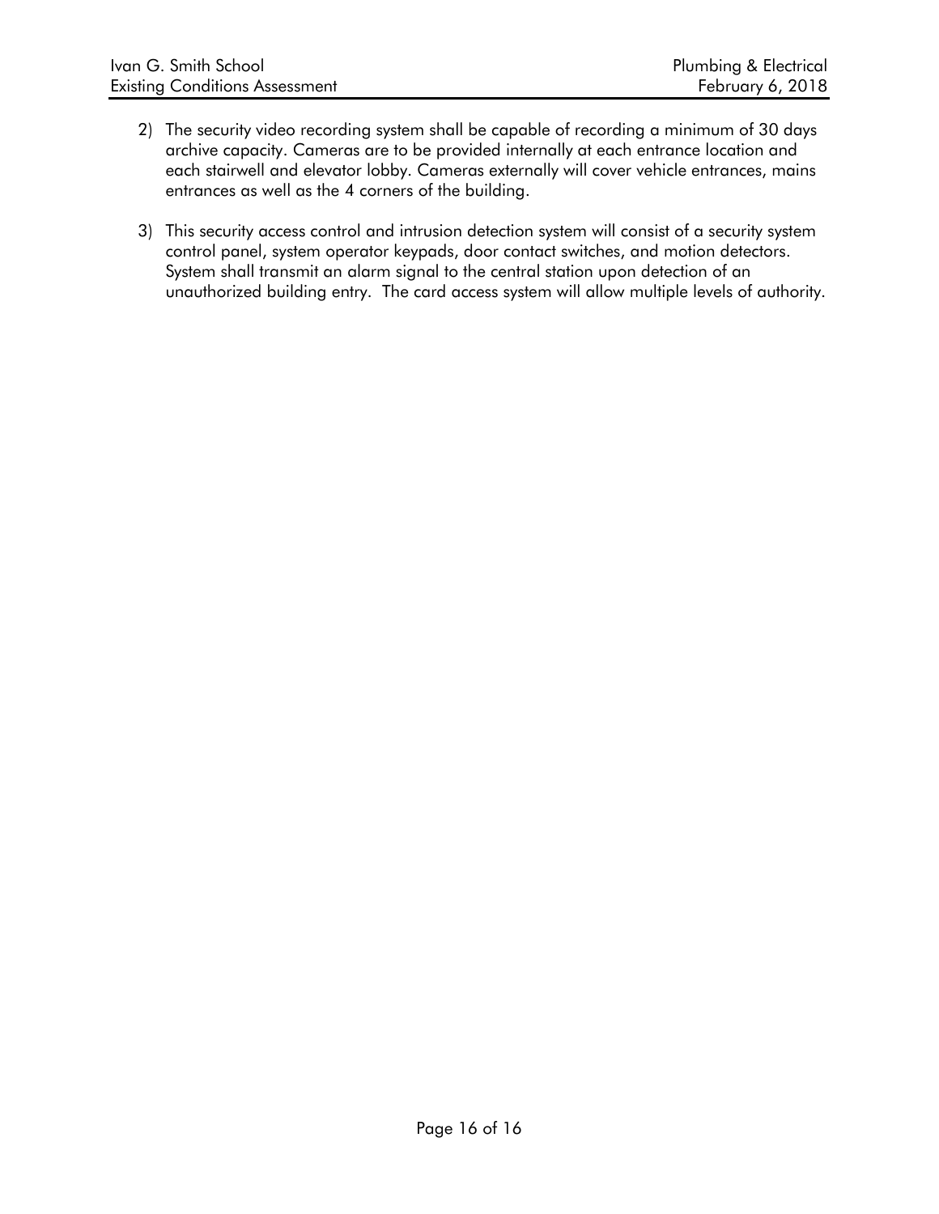2) The security video recording system shall be capable of recording a minimum of 30 days archive capacity. Cameras are to be provided internally at each entrance location and each stairwell and elevator lobby. Cameras externally will cover vehicle entrances, mains entrances as well as the 4 corners of the building.

3) This security access control and intrusion detection system will consist of a security system control panel, system operator keypads, door contact switches, and motion detectors. System shall transmit an alarm signal to the central station upon detection of an unauthorized building entry. The card access system will allow multiple levels of authority.